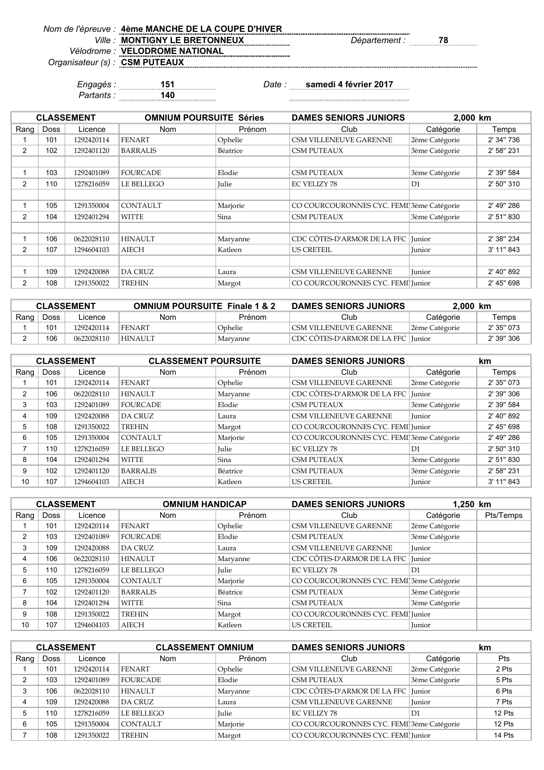*Nom de l'épreuve :* **4ème MANCHE DE LA COUPE D'HIVER**
*Ville :* **MONTIGNY LE BRETONNEUX** *Département :* **78**
*Vélodrome :* **VELODROME NATIONAL**
*Organisateur (s) :* **CSM PUTEAUX**

*Engagés :* **151**
*Partants :* **140**
*Date :* **samedi 4 février 2017**

| CLASSEMENT | | OMNIUM POURSUITE Séries | | DAMES SENIORS JUNIORS | | 2,000 km | |
|---|---|---|---|---|---|---|---|
| Rang | Doss | Licence | Nom | Prénom | Club | Catégorie | Temps |
| 1 | 101 | 1292420114 | FENART | Ophelie | CSM VILLENEUVE GARENNE | 2ème Catégorie | 2' 34" 736 |
| 2 | 102 | 1292401120 | BARRALIS | Béatrice | CSM PUTEAUX | 3ème Catégorie | 2' 58" 231 |
| | | | | | | | |
| 1 | 103 | 1292401089 | FOURCADE | Elodie | CSM PUTEAUX | 3ème Catégorie | 2' 39" 584 |
| 2 | 110 | 1278216059 | LE BELLEGO | Julie | EC VELIZY 78 | D1 | 2' 50" 310 |
| | | | | | | | |
| 1 | 105 | 1291350004 | CONTAULT | Marjorie | CO COURCOURONNES CYC. FEMI | 3ème Catégorie | 2' 49" 286 |
| 2 | 104 | 1292401294 | WITTE | Sina | CSM PUTEAUX | 3ème Catégorie | 2' 51" 830 |
| | | | | | | | |
| 1 | 106 | 0622028110 | HINAULT | Maryanne | CDC CÔTES-D'ARMOR DE LA FFC | Junior | 2' 38" 234 |
| 2 | 107 | 1294604103 | AIECH | Katleen | US CRETEIL | Junior | 3' 11" 843 |
| | | | | | | | |
| 1 | 109 | 1292420088 | DA CRUZ | Laura | CSM VILLENEUVE GARENNE | Junior | 2' 40" 892 |
| 2 | 108 | 1291350022 | TREHIN | Margot | CO COURCOURONNES CYC. FEMI | Junior | 2' 45" 698 |

| CLASSEMENT | | OMNIUM POURSUITE Finale 1 & 2 | | DAMES SENIORS JUNIORS | | 2,000 km | |
|---|---|---|---|---|---|---|---|
| Rang | Doss | Licence | Nom | Prénom | Club | Catégorie | Temps |
| 1 | 101 | 1292420114 | FENART | Ophelie | CSM VILLENEUVE GARENNE | 2ème Catégorie | 2' 35" 073 |
| 2 | 106 | 0622028110 | HINAULT | Maryanne | CDC CÔTES-D'ARMOR DE LA FFC | Junior | 2' 39" 306 |

| CLASSEMENT | | CLASSEMENT POURSUITE | | DAMES SENIORS JUNIORS | | km | |
|---|---|---|---|---|---|---|---|
| Rang | Doss | Licence | Nom | Prénom | Club | Catégorie | Temps |
| 1 | 101 | 1292420114 | FENART | Ophelie | CSM VILLENEUVE GARENNE | 2ème Catégorie | 2' 35" 073 |
| 2 | 106 | 0622028110 | HINAULT | Maryanne | CDC CÔTES-D'ARMOR DE LA FFC | Junior | 2' 39" 306 |
| 3 | 103 | 1292401089 | FOURCADE | Elodie | CSM PUTEAUX | 3ème Catégorie | 2' 39" 584 |
| 4 | 109 | 1292420088 | DA CRUZ | Laura | CSM VILLENEUVE GARENNE | Junior | 2' 40" 892 |
| 5 | 108 | 1291350022 | TREHIN | Margot | CO COURCOURONNES CYC. FEMI | Junior | 2' 45" 698 |
| 6 | 105 | 1291350004 | CONTAULT | Marjorie | CO COURCOURONNES CYC. FEMI | 3ème Catégorie | 2' 49" 286 |
| 7 | 110 | 1278216059 | LE BELLEGO | Julie | EC VELIZY 78 | D1 | 2' 50" 310 |
| 8 | 104 | 1292401294 | WITTE | Sina | CSM PUTEAUX | 3ème Catégorie | 2' 51" 830 |
| 9 | 102 | 1292401120 | BARRALIS | Béatrice | CSM PUTEAUX | 3ème Catégorie | 2' 58" 231 |
| 10 | 107 | 1294604103 | AIECH | Katleen | US CRETEIL | Junior | 3' 11" 843 |

| CLASSEMENT | | OMNIUM HANDICAP | | DAMES SENIORS JUNIORS | | 1,250 km | |
|---|---|---|---|---|---|---|---|
| Rang | Doss | Licence | Nom | Prénom | Club | Catégorie | Pts/Temps |
| 1 | 101 | 1292420114 | FENART | Ophelie | CSM VILLENEUVE GARENNE | 2ème Catégorie | |
| 2 | 103 | 1292401089 | FOURCADE | Elodie | CSM PUTEAUX | 3ème Catégorie | |
| 3 | 109 | 1292420088 | DA CRUZ | Laura | CSM VILLENEUVE GARENNE | Junior | |
| 4 | 106 | 0622028110 | HINAULT | Maryanne | CDC CÔTES-D'ARMOR DE LA FFC | Junior | |
| 5 | 110 | 1278216059 | LE BELLEGO | Julie | EC VELIZY 78 | D1 | |
| 6 | 105 | 1291350004 | CONTAULT | Marjorie | CO COURCOURONNES CYC. FEMI | 3ème Catégorie | |
| 7 | 102 | 1292401120 | BARRALIS | Béatrice | CSM PUTEAUX | 3ème Catégorie | |
| 8 | 104 | 1292401294 | WITTE | Sina | CSM PUTEAUX | 3ème Catégorie | |
| 9 | 108 | 1291350022 | TREHIN | Margot | CO COURCOURONNES CYC. FEMI | Junior | |
| 10 | 107 | 1294604103 | AIECH | Katleen | US CRETEIL | Junior | |

| CLASSEMENT | | CLASSEMENT OMNIUM | | DAMES SENIORS JUNIORS | | km | |
|---|---|---|---|---|---|---|---|
| Rang | Doss | Licence | Nom | Prénom | Club | Catégorie | Pts |
| 1 | 101 | 1292420114 | FENART | Ophelie | CSM VILLENEUVE GARENNE | 2ème Catégorie | 2 Pts |
| 2 | 103 | 1292401089 | FOURCADE | Elodie | CSM PUTEAUX | 3ème Catégorie | 5 Pts |
| 3 | 106 | 0622028110 | HINAULT | Maryanne | CDC CÔTES-D'ARMOR DE LA FFC | Junior | 6 Pts |
| 4 | 109 | 1292420088 | DA CRUZ | Laura | CSM VILLENEUVE GARENNE | Junior | 7 Pts |
| 5 | 110 | 1278216059 | LE BELLEGO | Julie | EC VELIZY 78 | D1 | 12 Pts |
| 6 | 105 | 1291350004 | CONTAULT | Marjorie | CO COURCOURONNES CYC. FEMI | 3ème Catégorie | 12 Pts |
| 7 | 108 | 1291350022 | TREHIN | Margot | CO COURCOURONNES CYC. FEMI | Junior | 14 Pts |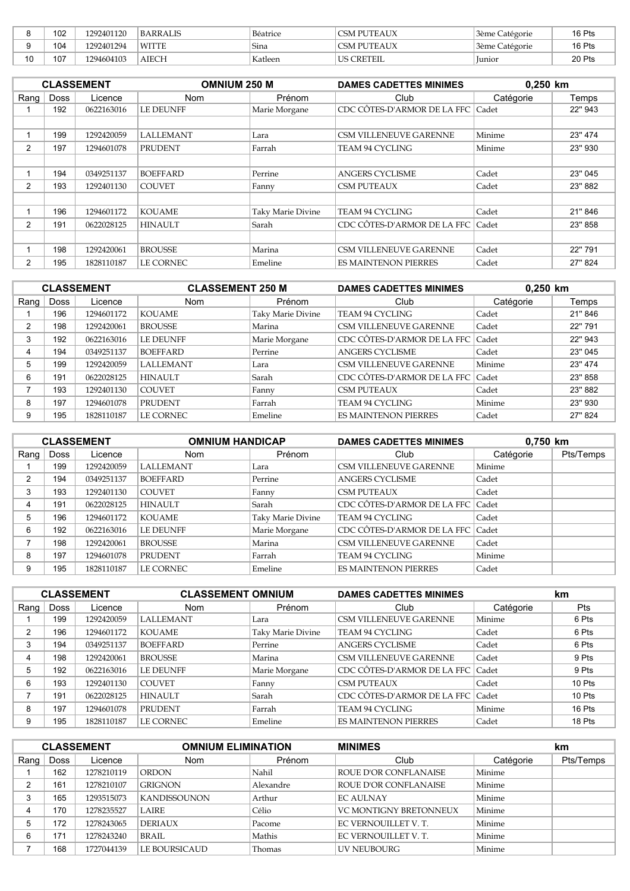| 8 | 102 | 1292401120 | BARRALIS | Béatrice | CSM PUTEAUX | 3ème Catégorie | 16 Pts |
|---|---|---|---|---|---|---|---|
| 9 | 104 | 1292401294 | WITTE | Sina | CSM PUTEAUX | 3ème Catégorie | 16 Pts |
| 10 | 107 | 1294604103 | AIECH | Katleen | US CRETEIL | Junior | 20 Pts |

| CLASSEMENT | | | OMNIUM 250 M | | DAMES CADETTES MINIMES | 0,250 km | |
|---|---|---|---|---|---|---|---|
| Rang | Doss | Licence | Nom | Prénom | Club | Catégorie | Temps |
| 1 | 192 | 0622163016 | LE DEUNFF | Marie Morgane | CDC CÔTES-D'ARMOR DE LA FFC | Cadet | 22" 943 |
| | | | | | | | |
| 1 | 199 | 1292420059 | LALLEMANT | Lara | CSM VILLENEUVE GARENNE | Minime | 23" 474 |
| 2 | 197 | 1294601078 | PRUDENT | Farrah | TEAM 94 CYCLING | Minime | 23" 930 |
| | | | | | | | |
| 1 | 194 | 0349251137 | BOEFFARD | Perrine | ANGERS CYCLISME | Cadet | 23" 045 |
| 2 | 193 | 1292401130 | COUVET | Fanny | CSM PUTEAUX | Cadet | 23" 882 |
| | | | | | | | |
| 1 | 196 | 1294601172 | KOUAME | Taky Marie Divine | TEAM 94 CYCLING | Cadet | 21" 846 |
| 2 | 191 | 0622028125 | HINAULT | Sarah | CDC CÔTES-D'ARMOR DE LA FFC | Cadet | 23" 858 |
| | | | | | | | |
| 1 | 198 | 1292420061 | BROUSSE | Marina | CSM VILLENEUVE GARENNE | Cadet | 22" 791 |
| 2 | 195 | 1828110187 | LE CORNEC | Emeline | ES MAINTENON PIERRES | Cadet | 27" 824 |

| CLASSEMENT | | | CLASSEMENT 250 M | | DAMES CADETTES MINIMES | 0,250 km | |
|---|---|---|---|---|---|---|---|
| Rang | Doss | Licence | Nom | Prénom | Club | Catégorie | Temps |
| 1 | 196 | 1294601172 | KOUAME | Taky Marie Divine | TEAM 94 CYCLING | Cadet | 21" 846 |
| 2 | 198 | 1292420061 | BROUSSE | Marina | CSM VILLENEUVE GARENNE | Cadet | 22" 791 |
| 3 | 192 | 0622163016 | LE DEUNFF | Marie Morgane | CDC CÔTES-D'ARMOR DE LA FFC | Cadet | 22" 943 |
| 4 | 194 | 0349251137 | BOEFFARD | Perrine | ANGERS CYCLISME | Cadet | 23" 045 |
| 5 | 199 | 1292420059 | LALLEMANT | Lara | CSM VILLENEUVE GARENNE | Minime | 23" 474 |
| 6 | 191 | 0622028125 | HINAULT | Sarah | CDC CÔTES-D'ARMOR DE LA FFC | Cadet | 23" 858 |
| 7 | 193 | 1292401130 | COUVET | Fanny | CSM PUTEAUX | Cadet | 23" 882 |
| 8 | 197 | 1294601078 | PRUDENT | Farrah | TEAM 94 CYCLING | Minime | 23" 930 |
| 9 | 195 | 1828110187 | LE CORNEC | Emeline | ES MAINTENON PIERRES | Cadet | 27" 824 |

| CLASSEMENT | | | OMNIUM HANDICAP | | DAMES CADETTES MINIMES | 0,750 km | |
|---|---|---|---|---|---|---|---|
| Rang | Doss | Licence | Nom | Prénom | Club | Catégorie | Pts/Temps |
| 1 | 199 | 1292420059 | LALLEMANT | Lara | CSM VILLENEUVE GARENNE | Minime | |
| 2 | 194 | 0349251137 | BOEFFARD | Perrine | ANGERS CYCLISME | Cadet | |
| 3 | 193 | 1292401130 | COUVET | Fanny | CSM PUTEAUX | Cadet | |
| 4 | 191 | 0622028125 | HINAULT | Sarah | CDC CÔTES-D'ARMOR DE LA FFC | Cadet | |
| 5 | 196 | 1294601172 | KOUAME | Taky Marie Divine | TEAM 94 CYCLING | Cadet | |
| 6 | 192 | 0622163016 | LE DEUNFF | Marie Morgane | CDC CÔTES-D'ARMOR DE LA FFC | Cadet | |
| 7 | 198 | 1292420061 | BROUSSE | Marina | CSM VILLENEUVE GARENNE | Cadet | |
| 8 | 197 | 1294601078 | PRUDENT | Farrah | TEAM 94 CYCLING | Minime | |
| 9 | 195 | 1828110187 | LE CORNEC | Emeline | ES MAINTENON PIERRES | Cadet | |

| CLASSEMENT | | | CLASSEMENT OMNIUM | | DAMES CADETTES MINIMES | | km |
|---|---|---|---|---|---|---|---|
| Rang | Doss | Licence | Nom | Prénom | Club | Catégorie | Pts |
| 1 | 199 | 1292420059 | LALLEMANT | Lara | CSM VILLENEUVE GARENNE | Minime | 6 Pts |
| 2 | 196 | 1294601172 | KOUAME | Taky Marie Divine | TEAM 94 CYCLING | Cadet | 6 Pts |
| 3 | 194 | 0349251137 | BOEFFARD | Perrine | ANGERS CYCLISME | Cadet | 6 Pts |
| 4 | 198 | 1292420061 | BROUSSE | Marina | CSM VILLENEUVE GARENNE | Cadet | 9 Pts |
| 5 | 192 | 0622163016 | LE DEUNFF | Marie Morgane | CDC CÔTES-D'ARMOR DE LA FFC | Cadet | 9 Pts |
| 6 | 193 | 1292401130 | COUVET | Fanny | CSM PUTEAUX | Cadet | 10 Pts |
| 7 | 191 | 0622028125 | HINAULT | Sarah | CDC CÔTES-D'ARMOR DE LA FFC | Cadet | 10 Pts |
| 8 | 197 | 1294601078 | PRUDENT | Farrah | TEAM 94 CYCLING | Minime | 16 Pts |
| 9 | 195 | 1828110187 | LE CORNEC | Emeline | ES MAINTENON PIERRES | Cadet | 18 Pts |

| CLASSEMENT | | | OMNIUM ELIMINATION | | MINIMES | | km |
|---|---|---|---|---|---|---|---|
| Rang | Doss | Licence | Nom | Prénom | Club | Catégorie | Pts/Temps |
| 1 | 162 | 1278210119 | ORDON | Nahil | ROUE D'OR CONFLANAISE | Minime | |
| 2 | 161 | 1278210107 | GRIGNON | Alexandre | ROUE D'OR CONFLANAISE | Minime | |
| 3 | 165 | 1293515073 | KANDISSOUNON | Arthur | EC AULNAY | Minime | |
| 4 | 170 | 1278235527 | LAIRE | Célio | VC MONTIGNY BRETONNEUX | Minime | |
| 5 | 172 | 1278243065 | DERIAUX | Pacome | EC VERNOUILLET V. T. | Minime | |
| 6 | 171 | 1278243240 | BRAIL | Mathis | EC VERNOUILLET V. T. | Minime | |
| 7 | 168 | 1727044139 | LE BOURSICAUD | Thomas | UV NEUBOURG | Minime | |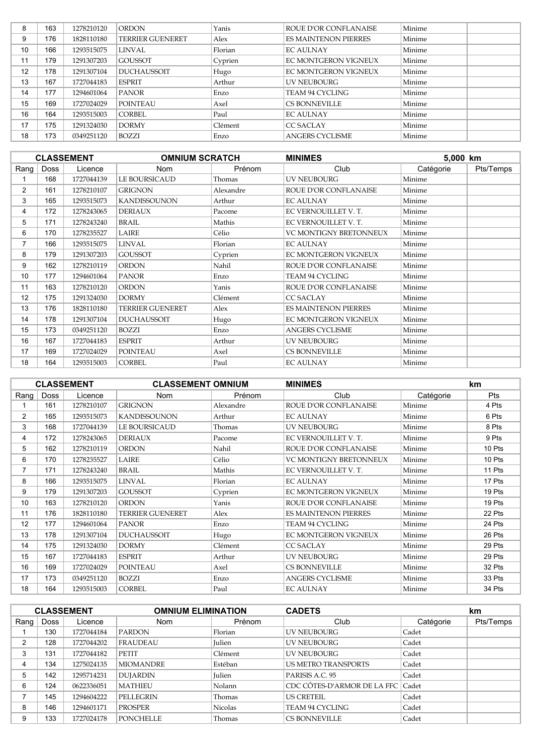| 8 | 163 | 1278210120 | ORDON | Yanis | ROUE D'OR CONFLANAISE | Minime | |
|---|---|---|---|---|---|---|---|
| 9 | 176 | 1828110180 | TERRIER GUENERET | Alex | ES MAINTENON PIERRES | Minime | |
| 10 | 166 | 1293515075 | LINVAL | Florian | EC AULNAY | Minime | |
| 11 | 179 | 1291307203 | GOUSSOT | Cyprien | EC MONTGERON VIGNEUX | Minime | |
| 12 | 178 | 1291307104 | DUCHAUSSOIT | Hugo | EC MONTGERON VIGNEUX | Minime | |
| 13 | 167 | 1727044183 | ESPRIT | Arthur | UV NEUBOURG | Minime | |
| 14 | 177 | 1294601064 | PANOR | Enzo | TEAM 94 CYCLING | Minime | |
| 15 | 169 | 1727024029 | POINTEAU | Axel | CS BONNEVILLE | Minime | |
| 16 | 164 | 1293515003 | CORBEL | Paul | EC AULNAY | Minime | |
| 17 | 175 | 1291324030 | DORMY | Clément | CC SACLAY | Minime | |
| 18 | 173 | 0349251120 | BOZZI | Enzo | ANGERS CYCLISME | Minime | |

| CLASSEMENT | | | OMNIUM SCRATCH | | MINIMES | 5,000 km | |
|---|---|---|---|---|---|---|---|
| Rang | Doss | Licence | Nom | Prénom | Club | Catégorie | Pts/Temps |
| 1 | 168 | 1727044139 | LE BOURSICAUD | Thomas | UV NEUBOURG | Minime | |
| 2 | 161 | 1278210107 | GRIGNON | Alexandre | ROUE D'OR CONFLANAISE | Minime | |
| 3 | 165 | 1293515073 | KANDISSOUNON | Arthur | EC AULNAY | Minime | |
| 4 | 172 | 1278243065 | DERIAUX | Pacome | EC VERNOUILLET V. T. | Minime | |
| 5 | 171 | 1278243240 | BRAIL | Mathis | EC VERNOUILLET V. T. | Minime | |
| 6 | 170 | 1278235527 | LAIRE | Célio | VC MONTIGNY BRETONNEUX | Minime | |
| 7 | 166 | 1293515075 | LINVAL | Florian | EC AULNAY | Minime | |
| 8 | 179 | 1291307203 | GOUSSOT | Cyprien | EC MONTGERON VIGNEUX | Minime | |
| 9 | 162 | 1278210119 | ORDON | Nahil | ROUE D'OR CONFLANAISE | Minime | |
| 10 | 177 | 1294601064 | PANOR | Enzo | TEAM 94 CYCLING | Minime | |
| 11 | 163 | 1278210120 | ORDON | Yanis | ROUE D'OR CONFLANAISE | Minime | |
| 12 | 175 | 1291324030 | DORMY | Clément | CC SACLAY | Minime | |
| 13 | 176 | 1828110180 | TERRIER GUENERET | Alex | ES MAINTENON PIERRES | Minime | |
| 14 | 178 | 1291307104 | DUCHAUSSOIT | Hugo | EC MONTGERON VIGNEUX | Minime | |
| 15 | 173 | 0349251120 | BOZZI | Enzo | ANGERS CYCLISME | Minime | |
| 16 | 167 | 1727044183 | ESPRIT | Arthur | UV NEUBOURG | Minime | |
| 17 | 169 | 1727024029 | POINTEAU | Axel | CS BONNEVILLE | Minime | |
| 18 | 164 | 1293515003 | CORBEL | Paul | EC AULNAY | Minime | |

| CLASSEMENT | | | CLASSEMENT OMNIUM | | MINIMES | | km |
|---|---|---|---|---|---|---|---|
| Rang | Doss | Licence | Nom | Prénom | Club | Catégorie | Pts |
| 1 | 161 | 1278210107 | GRIGNON | Alexandre | ROUE D'OR CONFLANAISE | Minime | 4 Pts |
| 2 | 165 | 1293515073 | KANDISSOUNON | Arthur | EC AULNAY | Minime | 6 Pts |
| 3 | 168 | 1727044139 | LE BOURSICAUD | Thomas | UV NEUBOURG | Minime | 8 Pts |
| 4 | 172 | 1278243065 | DERIAUX | Pacome | EC VERNOUILLET V. T. | Minime | 9 Pts |
| 5 | 162 | 1278210119 | ORDON | Nahil | ROUE D'OR CONFLANAISE | Minime | 10 Pts |
| 6 | 170 | 1278235527 | LAIRE | Célio | VC MONTIGNY BRETONNEUX | Minime | 10 Pts |
| 7 | 171 | 1278243240 | BRAIL | Mathis | EC VERNOUILLET V. T. | Minime | 11 Pts |
| 8 | 166 | 1293515075 | LINVAL | Florian | EC AULNAY | Minime | 17 Pts |
| 9 | 179 | 1291307203 | GOUSSOT | Cyprien | EC MONTGERON VIGNEUX | Minime | 19 Pts |
| 10 | 163 | 1278210120 | ORDON | Yanis | ROUE D'OR CONFLANAISE | Minime | 19 Pts |
| 11 | 176 | 1828110180 | TERRIER GUENERET | Alex | ES MAINTENON PIERRES | Minime | 22 Pts |
| 12 | 177 | 1294601064 | PANOR | Enzo | TEAM 94 CYCLING | Minime | 24 Pts |
| 13 | 178 | 1291307104 | DUCHAUSSOIT | Hugo | EC MONTGERON VIGNEUX | Minime | 26 Pts |
| 14 | 175 | 1291324030 | DORMY | Clément | CC SACLAY | Minime | 29 Pts |
| 15 | 167 | 1727044183 | ESPRIT | Arthur | UV NEUBOURG | Minime | 29 Pts |
| 16 | 169 | 1727024029 | POINTEAU | Axel | CS BONNEVILLE | Minime | 32 Pts |
| 17 | 173 | 0349251120 | BOZZI | Enzo | ANGERS CYCLISME | Minime | 33 Pts |
| 18 | 164 | 1293515003 | CORBEL | Paul | EC AULNAY | Minime | 34 Pts |

| CLASSEMENT | | | OMNIUM ELIMINATION | | CADETS | | km |
|---|---|---|---|---|---|---|---|
| Rang | Doss | Licence | Nom | Prénom | Club | Catégorie | Pts/Temps |
| 1 | 130 | 1727044184 | PARDON | Florian | UV NEUBOURG | Cadet | |
| 2 | 128 | 1727044202 | FRAUDEAU | Julien | UV NEUBOURG | Cadet | |
| 3 | 131 | 1727044182 | PETIT | Clément | UV NEUBOURG | Cadet | |
| 4 | 134 | 1275024135 | MIOMANDRE | Estéban | US METRO TRANSPORTS | Cadet | |
| 5 | 142 | 1295714231 | DUJARDIN | Julien | PARISIS A.C. 95 | Cadet | |
| 6 | 124 | 0622336051 | MATHIEU | Nolann | CDC CÔTES-D'ARMOR DE LA FFC | Cadet | |
| 7 | 145 | 1294604222 | PELLEGRIN | Thomas | US CRETEIL | Cadet | |
| 8 | 146 | 1294601171 | PROSPER | Nicolas | TEAM 94 CYCLING | Cadet | |
| 9 | 133 | 1727024178 | PONCHELLE | Thomas | CS BONNEVILLE | Cadet | |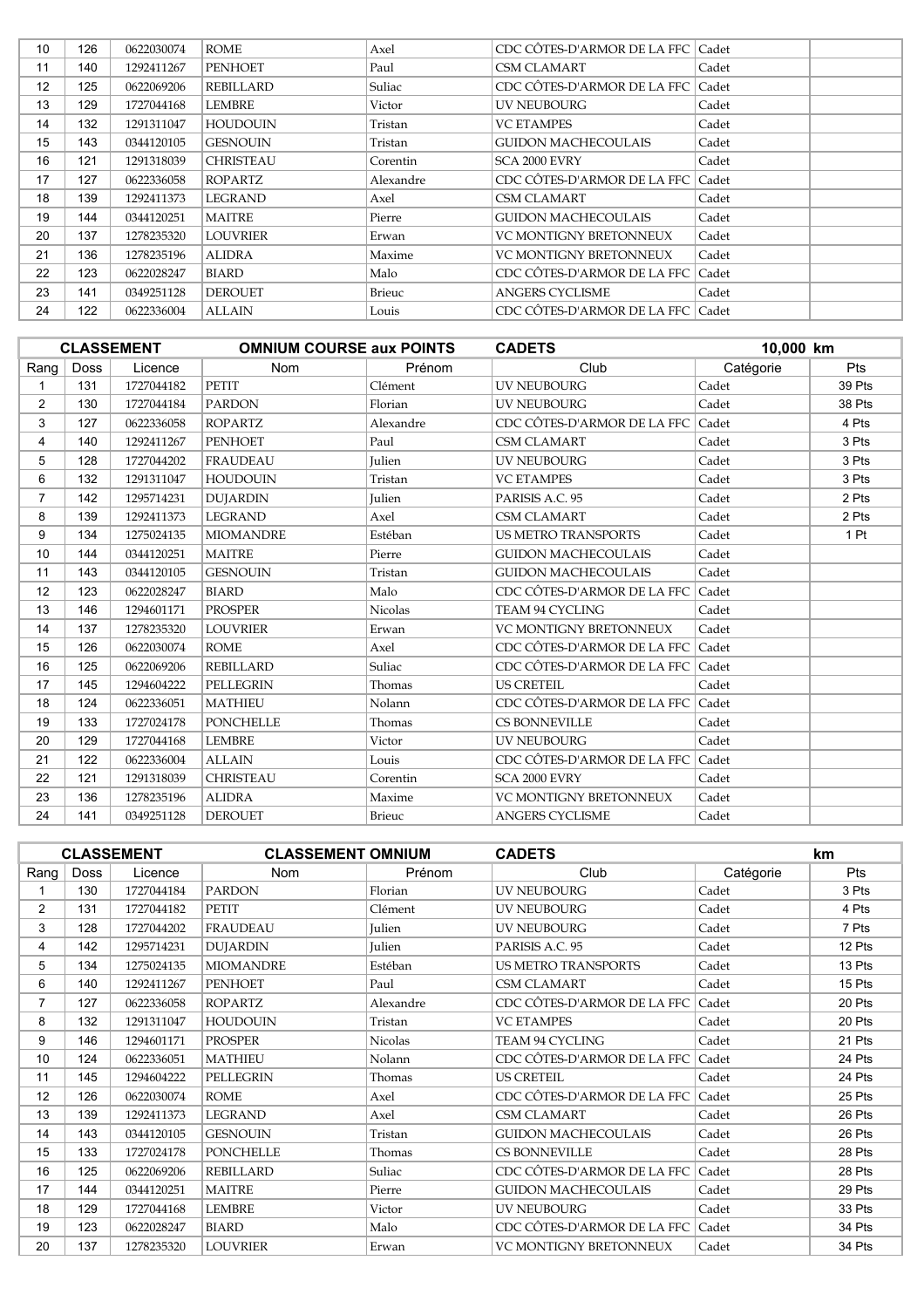| 10 | 126 | 0622030074 | ROME | Axel | CDC CÔTES-D'ARMOR DE LA FFC | Cadet | |
|---|---|---|---|---|---|---|---|
| 11 | 140 | 1292411267 | PENHOET | Paul | CSM CLAMART | Cadet | |
| 12 | 125 | 0622069206 | REBILLARD | Suliac | CDC CÔTES-D'ARMOR DE LA FFC | Cadet | |
| 13 | 129 | 1727044168 | LEMBRE | Victor | UV NEUBOURG | Cadet | |
| 14 | 132 | 1291311047 | HOUDOUIN | Tristan | VC ETAMPES | Cadet | |
| 15 | 143 | 0344120105 | GESNOUIN | Tristan | GUIDON MACHECOULAIS | Cadet | |
| 16 | 121 | 1291318039 | CHRISTEAU | Corentin | SCA 2000 EVRY | Cadet | |
| 17 | 127 | 0622336058 | ROPARTZ | Alexandre | CDC CÔTES-D'ARMOR DE LA FFC | Cadet | |
| 18 | 139 | 1292411373 | LEGRAND | Axel | CSM CLAMART | Cadet | |
| 19 | 144 | 0344120251 | MAITRE | Pierre | GUIDON MACHECOULAIS | Cadet | |
| 20 | 137 | 1278235320 | LOUVRIER | Erwan | VC MONTIGNY BRETONNEUX | Cadet | |
| 21 | 136 | 1278235196 | ALIDRA | Maxime | VC MONTIGNY BRETONNEUX | Cadet | |
| 22 | 123 | 0622028247 | BIARD | Malo | CDC CÔTES-D'ARMOR DE LA FFC | Cadet | |
| 23 | 141 | 0349251128 | DEROUET | Brieuc | ANGERS CYCLISME | Cadet | |
| 24 | 122 | 0622336004 | ALLAIN | Louis | CDC CÔTES-D'ARMOR DE LA FFC | Cadet | |

| CLASSEMENT | | | OMNIUM COURSE aux POINTS | | CADETS | 10,000 km | |
|---|---|---|---|---|---|---|---|
| Rang | Doss | Licence | Nom | Prénom | Club | Catégorie | Pts |
| 1 | 131 | 1727044182 | PETIT | Clément | UV NEUBOURG | Cadet | 39 Pts |
| 2 | 130 | 1727044184 | PARDON | Florian | UV NEUBOURG | Cadet | 38 Pts |
| 3 | 127 | 0622336058 | ROPARTZ | Alexandre | CDC CÔTES-D'ARMOR DE LA FFC | Cadet | 4 Pts |
| 4 | 140 | 1292411267 | PENHOET | Paul | CSM CLAMART | Cadet | 3 Pts |
| 5 | 128 | 1727044202 | FRAUDEAU | Julien | UV NEUBOURG | Cadet | 3 Pts |
| 6 | 132 | 1291311047 | HOUDOUIN | Tristan | VC ETAMPES | Cadet | 3 Pts |
| 7 | 142 | 1295714231 | DUJARDIN | Julien | PARISIS A.C. 95 | Cadet | 2 Pts |
| 8 | 139 | 1292411373 | LEGRAND | Axel | CSM CLAMART | Cadet | 2 Pts |
| 9 | 134 | 1275024135 | MIOMANDRE | Estéban | US METRO TRANSPORTS | Cadet | 1 Pt |
| 10 | 144 | 0344120251 | MAITRE | Pierre | GUIDON MACHECOULAIS | Cadet | |
| 11 | 143 | 0344120105 | GESNOUIN | Tristan | GUIDON MACHECOULAIS | Cadet | |
| 12 | 123 | 0622028247 | BIARD | Malo | CDC CÔTES-D'ARMOR DE LA FFC | Cadet | |
| 13 | 146 | 1294601171 | PROSPER | Nicolas | TEAM 94 CYCLING | Cadet | |
| 14 | 137 | 1278235320 | LOUVRIER | Erwan | VC MONTIGNY BRETONNEUX | Cadet | |
| 15 | 126 | 0622030074 | ROME | Axel | CDC CÔTES-D'ARMOR DE LA FFC | Cadet | |
| 16 | 125 | 0622069206 | REBILLARD | Suliac | CDC CÔTES-D'ARMOR DE LA FFC | Cadet | |
| 17 | 145 | 1294604222 | PELLEGRIN | Thomas | US CRETEIL | Cadet | |
| 18 | 124 | 0622336051 | MATHIEU | Nolann | CDC CÔTES-D'ARMOR DE LA FFC | Cadet | |
| 19 | 133 | 1727024178 | PONCHELLE | Thomas | CS BONNEVILLE | Cadet | |
| 20 | 129 | 1727044168 | LEMBRE | Victor | UV NEUBOURG | Cadet | |
| 21 | 122 | 0622336004 | ALLAIN | Louis | CDC CÔTES-D'ARMOR DE LA FFC | Cadet | |
| 22 | 121 | 1291318039 | CHRISTEAU | Corentin | SCA 2000 EVRY | Cadet | |
| 23 | 136 | 1278235196 | ALIDRA | Maxime | VC MONTIGNY BRETONNEUX | Cadet | |
| 24 | 141 | 0349251128 | DEROUET | Brieuc | ANGERS CYCLISME | Cadet | |

| CLASSEMENT | | | CLASSEMENT OMNIUM | | CADETS | | km |
|---|---|---|---|---|---|---|---|
| Rang | Doss | Licence | Nom | Prénom | Club | Catégorie | Pts |
| 1 | 130 | 1727044184 | PARDON | Florian | UV NEUBOURG | Cadet | 3 Pts |
| 2 | 131 | 1727044182 | PETIT | Clément | UV NEUBOURG | Cadet | 4 Pts |
| 3 | 128 | 1727044202 | FRAUDEAU | Julien | UV NEUBOURG | Cadet | 7 Pts |
| 4 | 142 | 1295714231 | DUJARDIN | Julien | PARISIS A.C. 95 | Cadet | 12 Pts |
| 5 | 134 | 1275024135 | MIOMANDRE | Estéban | US METRO TRANSPORTS | Cadet | 13 Pts |
| 6 | 140 | 1292411267 | PENHOET | Paul | CSM CLAMART | Cadet | 15 Pts |
| 7 | 127 | 0622336058 | ROPARTZ | Alexandre | CDC CÔTES-D'ARMOR DE LA FFC | Cadet | 20 Pts |
| 8 | 132 | 1291311047 | HOUDOUIN | Tristan | VC ETAMPES | Cadet | 20 Pts |
| 9 | 146 | 1294601171 | PROSPER | Nicolas | TEAM 94 CYCLING | Cadet | 21 Pts |
| 10 | 124 | 0622336051 | MATHIEU | Nolann | CDC CÔTES-D'ARMOR DE LA FFC | Cadet | 24 Pts |
| 11 | 145 | 1294604222 | PELLEGRIN | Thomas | US CRETEIL | Cadet | 24 Pts |
| 12 | 126 | 0622030074 | ROME | Axel | CDC CÔTES-D'ARMOR DE LA FFC | Cadet | 25 Pts |
| 13 | 139 | 1292411373 | LEGRAND | Axel | CSM CLAMART | Cadet | 26 Pts |
| 14 | 143 | 0344120105 | GESNOUIN | Tristan | GUIDON MACHECOULAIS | Cadet | 26 Pts |
| 15 | 133 | 1727024178 | PONCHELLE | Thomas | CS BONNEVILLE | Cadet | 28 Pts |
| 16 | 125 | 0622069206 | REBILLARD | Suliac | CDC CÔTES-D'ARMOR DE LA FFC | Cadet | 28 Pts |
| 17 | 144 | 0344120251 | MAITRE | Pierre | GUIDON MACHECOULAIS | Cadet | 29 Pts |
| 18 | 129 | 1727044168 | LEMBRE | Victor | UV NEUBOURG | Cadet | 33 Pts |
| 19 | 123 | 0622028247 | BIARD | Malo | CDC CÔTES-D'ARMOR DE LA FFC | Cadet | 34 Pts |
| 20 | 137 | 1278235320 | LOUVRIER | Erwan | VC MONTIGNY BRETONNEUX | Cadet | 34 Pts |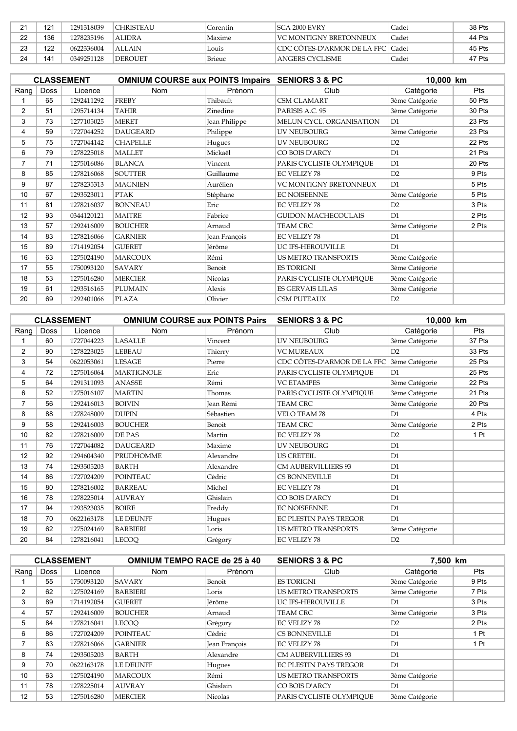| 21 | 121 | 1291318039 | CHRISTEAU | Corentin | SCA 2000 EVRY | Cadet | 38 Pts |
|---|---|---|---|---|---|---|---|
| 22 | 136 | 1278235196 | ALIDRA | Maxime | VC MONTIGNY BRETONNEUX | Cadet | 44 Pts |
| 23 | 122 | 0622336004 | ALLAIN | Louis | CDC CÔTES-D'ARMOR DE LA FFC | Cadet | 45 Pts |
| 24 | 141 | 0349251128 | DEROUET | Brieuc | ANGERS CYCLISME | Cadet | 47 Pts |

| CLASSEMENT | | OMNIUM COURSE aux POINTS Impairs | | | SENIORS 3 & PC | 10,000 km | |
|---|---|---|---|---|---|---|---|
| Rang | Doss | Licence | Nom | Prénom | Club | Catégorie | Pts |
| 1 | 65 | 1292411292 | FREBY | Thibault | CSM CLAMART | 3ème Catégorie | 50 Pts |
| 2 | 51 | 1295714134 | TAHIR | Zinedine | PARISIS A.C. 95 | 3ème Catégorie | 30 Pts |
| 3 | 73 | 1277105025 | MERET | Jean Philippe | MELUN CYCL. ORGANISATION | D1 | 23 Pts |
| 4 | 59 | 1727044252 | DAUGEARD | Philippe | UV NEUBOURG | 3ème Catégorie | 23 Pts |
| 5 | 75 | 1727044142 | CHAPELLE | Hugues | UV NEUBOURG | D2 | 22 Pts |
| 6 | 79 | 1278225018 | MALLET | Mickaël | CO BOIS D'ARCY | D1 | 21 Pts |
| 7 | 71 | 1275016086 | BLANCA | Vincent | PARIS CYCLISTE OLYMPIQUE | D1 | 20 Pts |
| 8 | 85 | 1278216068 | SOUTTER | Guillaume | EC VELIZY 78 | D2 | 9 Pts |
| 9 | 87 | 1278235313 | MAGNIEN | Aurélien | VC MONTIGNY BRETONNEUX | D1 | 5 Pts |
| 10 | 67 | 1293523011 | PTAK | Stéphane | EC NOISEENNE | 3ème Catégorie | 5 Pts |
| 11 | 81 | 1278216037 | BONNEAU | Eric | EC VELIZY 78 | D2 | 3 Pts |
| 12 | 93 | 0344120121 | MAITRE | Fabrice | GUIDON MACHECOULAIS | D1 | 2 Pts |
| 13 | 57 | 1292416009 | BOUCHER | Arnaud | TEAM CRC | 3ème Catégorie | 2 Pts |
| 14 | 83 | 1278216066 | GARNIER | Jean François | EC VELIZY 78 | D1 | |
| 15 | 89 | 1714192054 | GUERET | Jérôme | UC IFS-HEROUVILLE | D1 | |
| 16 | 63 | 1275024190 | MARCOUX | Rémi | US METRO TRANSPORTS | 3ème Catégorie | |
| 17 | 55 | 1750093120 | SAVARY | Benoit | ES TORIGNI | 3ème Catégorie | |
| 18 | 53 | 1275016280 | MERCIER | Nicolas | PARIS CYCLISTE OLYMPIQUE | 3ème Catégorie | |
| 19 | 61 | 1293516165 | PLUMAIN | Alexis | ES GERVAIS LILAS | 3ème Catégorie | |
| 20 | 69 | 1292401066 | PLAZA | Olivier | CSM PUTEAUX | D2 | |

| CLASSEMENT | | OMNIUM COURSE aux POINTS Pairs | | | SENIORS 3 & PC | 10,000 km | |
|---|---|---|---|---|---|---|---|
| Rang | Doss | Licence | Nom | Prénom | Club | Catégorie | Pts |
| 1 | 60 | 1727044223 | LASALLE | Vincent | UV NEUBOURG | 3ème Catégorie | 37 Pts |
| 2 | 90 | 1278223025 | LEBEAU | Thierry | VC MUREAUX | D2 | 33 Pts |
| 3 | 54 | 0622053061 | LESAGE | Pierre | CDC CÔTES-D'ARMOR DE LA FFC | 3ème Catégorie | 25 Pts |
| 4 | 72 | 1275016064 | MARTIGNOLE | Eric | PARIS CYCLISTE OLYMPIQUE | D1 | 25 Pts |
| 5 | 64 | 1291311093 | ANASSE | Rémi | VC ETAMPES | 3ème Catégorie | 22 Pts |
| 6 | 52 | 1275016107 | MARTIN | Thomas | PARIS CYCLISTE OLYMPIQUE | 3ème Catégorie | 21 Pts |
| 7 | 56 | 1292416013 | BOIVIN | Jean Rémi | TEAM CRC | 3ème Catégorie | 20 Pts |
| 8 | 88 | 1278248009 | DUPIN | Sébastien | VELO TEAM 78 | D1 | 4 Pts |
| 9 | 58 | 1292416003 | BOUCHER | Benoit | TEAM CRC | 3ème Catégorie | 2 Pts |
| 10 | 82 | 1278216009 | DE PAS | Martin | EC VELIZY 78 | D2 | 1 Pt |
| 11 | 76 | 1727044082 | DAUGEARD | Maxime | UV NEUBOURG | D1 | |
| 12 | 92 | 1294604340 | PRUDHOMME | Alexandre | US CRETEIL | D1 | |
| 13 | 74 | 1293505203 | BARTH | Alexandre | CM AUBERVILLIERS 93 | D1 | |
| 14 | 86 | 1727024209 | POINTEAU | Cédric | CS BONNEVILLE | D1 | |
| 15 | 80 | 1278216002 | BARREAU | Michel | EC VELIZY 78 | D1 | |
| 16 | 78 | 1278225014 | AUVRAY | Ghislain | CO BOIS D'ARCY | D1 | |
| 17 | 94 | 1293523035 | BOIRE | Freddy | EC NOISEENNE | D1 | |
| 18 | 70 | 0622163178 | LE DEUNFF | Hugues | EC PLESTIN PAYS TREGOR | D1 | |
| 19 | 62 | 1275024169 | BARBIERI | Loris | US METRO TRANSPORTS | 3ème Catégorie | |
| 20 | 84 | 1278216041 | LECOQ | Grégory | EC VELIZY 78 | D2 | |

| CLASSEMENT | | OMNIUM TEMPO RACE de 25 à 40 | | | SENIORS 3 & PC | 7,500 km | |
|---|---|---|---|---|---|---|---|
| Rang | Doss | Licence | Nom | Prénom | Club | Catégorie | Pts |
| 1 | 55 | 1750093120 | SAVARY | Benoit | ES TORIGNI | 3ème Catégorie | 9 Pts |
| 2 | 62 | 1275024169 | BARBIERI | Loris | US METRO TRANSPORTS | 3ème Catégorie | 7 Pts |
| 3 | 89 | 1714192054 | GUERET | Jérôme | UC IFS-HEROUVILLE | D1 | 3 Pts |
| 4 | 57 | 1292416009 | BOUCHER | Arnaud | TEAM CRC | 3ème Catégorie | 3 Pts |
| 5 | 84 | 1278216041 | LECOQ | Grégory | EC VELIZY 78 | D2 | 2 Pts |
| 6 | 86 | 1727024209 | POINTEAU | Cédric | CS BONNEVILLE | D1 | 1 Pt |
| 7 | 83 | 1278216066 | GARNIER | Jean François | EC VELIZY 78 | D1 | 1 Pt |
| 8 | 74 | 1293505203 | BARTH | Alexandre | CM AUBERVILLIERS 93 | D1 | |
| 9 | 70 | 0622163178 | LE DEUNFF | Hugues | EC PLESTIN PAYS TREGOR | D1 | |
| 10 | 63 | 1275024190 | MARCOUX | Rémi | US METRO TRANSPORTS | 3ème Catégorie | |
| 11 | 78 | 1278225014 | AUVRAY | Ghislain | CO BOIS D'ARCY | D1 | |
| 12 | 53 | 1275016280 | MERCIER | Nicolas | PARIS CYCLISTE OLYMPIQUE | 3ème Catégorie | |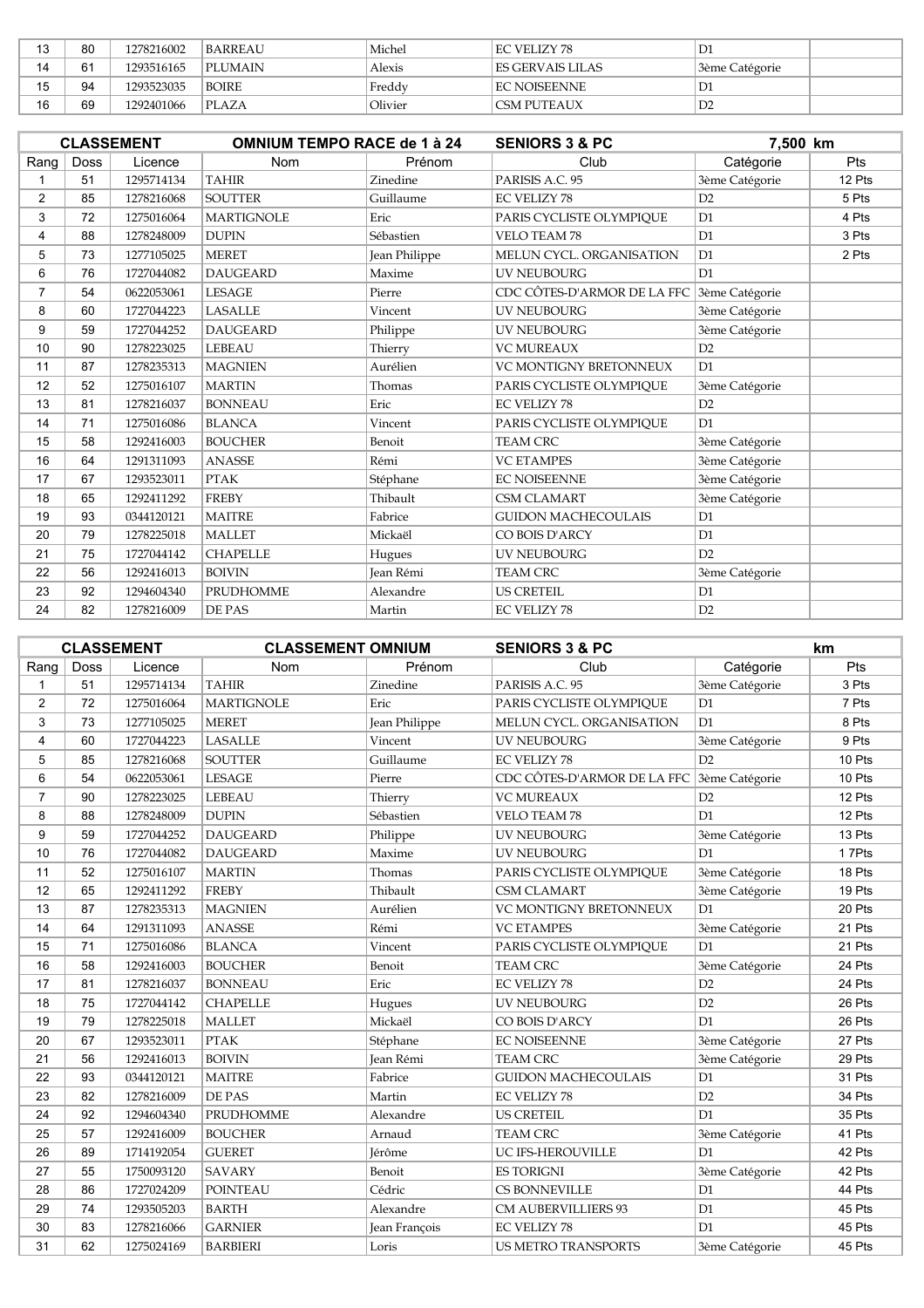| 13 | 80 | 1278216002 | BARREAU | Michel | EC VELIZY 78 | D1 | |
|---|---|---|---|---|---|---|---|
| 14 | 61 | 1293516165 | PLUMAIN | Alexis | ES GERVAIS LILAS | 3ème Catégorie | |
| 15 | 94 | 1293523035 | BOIRE | Freddy | EC NOISEENNE | D1 | |
| 16 | 69 | 1292401066 | PLAZA | Olivier | CSM PUTEAUX | D2 | |

| CLASSEMENT | | OMNIUM TEMPO RACE de 1 à 24 | | SENIORS 3 & PC | | 7,500 km | |
|---|---|---|---|---|---|---|---|
| Rang | Doss | Licence | Nom | Prénom | Club | Catégorie | Pts |
| 1 | 51 | 1295714134 | TAHIR | Zinedine | PARISIS A.C. 95 | 3ème Catégorie | 12 Pts |
| 2 | 85 | 1278216068 | SOUTTER | Guillaume | EC VELIZY 78 | D2 | 5 Pts |
| 3 | 72 | 1275016064 | MARTIGNOLE | Eric | PARIS CYCLISTE OLYMPIQUE | D1 | 4 Pts |
| 4 | 88 | 1278248009 | DUPIN | Sébastien | VELO TEAM 78 | D1 | 3 Pts |
| 5 | 73 | 1277105025 | MERET | Jean Philippe | MELUN CYCL. ORGANISATION | D1 | 2 Pts |
| 6 | 76 | 1727044082 | DAUGEARD | Maxime | UV NEUBOURG | D1 | |
| 7 | 54 | 0622053061 | LESAGE | Pierre | CDC CÔTES-D'ARMOR DE LA FFC | 3ème Catégorie | |
| 8 | 60 | 1727044223 | LASALLE | Vincent | UV NEUBOURG | 3ème Catégorie | |
| 9 | 59 | 1727044252 | DAUGEARD | Philippe | UV NEUBOURG | 3ème Catégorie | |
| 10 | 90 | 1278223025 | LEBEAU | Thierry | VC MUREAUX | D2 | |
| 11 | 87 | 1278235313 | MAGNIEN | Aurélien | VC MONTIGNY BRETONNEUX | D1 | |
| 12 | 52 | 1275016107 | MARTIN | Thomas | PARIS CYCLISTE OLYMPIQUE | 3ème Catégorie | |
| 13 | 81 | 1278216037 | BONNEAU | Eric | EC VELIZY 78 | D2 | |
| 14 | 71 | 1275016086 | BLANCA | Vincent | PARIS CYCLISTE OLYMPIQUE | D1 | |
| 15 | 58 | 1292416003 | BOUCHER | Benoit | TEAM CRC | 3ème Catégorie | |
| 16 | 64 | 1291311093 | ANASSE | Rémi | VC ETAMPES | 3ème Catégorie | |
| 17 | 67 | 1293523011 | PTAK | Stéphane | EC NOISEENNE | 3ème Catégorie | |
| 18 | 65 | 1292411292 | FREBY | Thibault | CSM CLAMART | 3ème Catégorie | |
| 19 | 93 | 0344120121 | MAITRE | Fabrice | GUIDON MACHECOULAIS | D1 | |
| 20 | 79 | 1278225018 | MALLET | Mickaël | CO BOIS D'ARCY | D1 | |
| 21 | 75 | 1727044142 | CHAPELLE | Hugues | UV NEUBOURG | D2 | |
| 22 | 56 | 1292416013 | BOIVIN | Jean Rémi | TEAM CRC | 3ème Catégorie | |
| 23 | 92 | 1294604340 | PRUDHOMME | Alexandre | US CRETEIL | D1 | |
| 24 | 82 | 1278216009 | DE PAS | Martin | EC VELIZY 78 | D2 | |

| CLASSEMENT | | CLASSEMENT OMNIUM | | SENIORS 3 & PC | | km | |
|---|---|---|---|---|---|---|---|
| Rang | Doss | Licence | Nom | Prénom | Club | Catégorie | Pts |
| 1 | 51 | 1295714134 | TAHIR | Zinedine | PARISIS A.C. 95 | 3ème Catégorie | 3 Pts |
| 2 | 72 | 1275016064 | MARTIGNOLE | Eric | PARIS CYCLISTE OLYMPIQUE | D1 | 7 Pts |
| 3 | 73 | 1277105025 | MERET | Jean Philippe | MELUN CYCL. ORGANISATION | D1 | 8 Pts |
| 4 | 60 | 1727044223 | LASALLE | Vincent | UV NEUBOURG | 3ème Catégorie | 9 Pts |
| 5 | 85 | 1278216068 | SOUTTER | Guillaume | EC VELIZY 78 | D2 | 10 Pts |
| 6 | 54 | 0622053061 | LESAGE | Pierre | CDC CÔTES-D'ARMOR DE LA FFC | 3ème Catégorie | 10 Pts |
| 7 | 90 | 1278223025 | LEBEAU | Thierry | VC MUREAUX | D2 | 12 Pts |
| 8 | 88 | 1278248009 | DUPIN | Sébastien | VELO TEAM 78 | D1 | 12 Pts |
| 9 | 59 | 1727044252 | DAUGEARD | Philippe | UV NEUBOURG | 3ème Catégorie | 13 Pts |
| 10 | 76 | 1727044082 | DAUGEARD | Maxime | UV NEUBOURG | D1 | 1 7Pts |
| 11 | 52 | 1275016107 | MARTIN | Thomas | PARIS CYCLISTE OLYMPIQUE | 3ème Catégorie | 18 Pts |
| 12 | 65 | 1292411292 | FREBY | Thibault | CSM CLAMART | 3ème Catégorie | 19 Pts |
| 13 | 87 | 1278235313 | MAGNIEN | Aurélien | VC MONTIGNY BRETONNEUX | D1 | 20 Pts |
| 14 | 64 | 1291311093 | ANASSE | Rémi | VC ETAMPES | 3ème Catégorie | 21 Pts |
| 15 | 71 | 1275016086 | BLANCA | Vincent | PARIS CYCLISTE OLYMPIQUE | D1 | 21 Pts |
| 16 | 58 | 1292416003 | BOUCHER | Benoit | TEAM CRC | 3ème Catégorie | 24 Pts |
| 17 | 81 | 1278216037 | BONNEAU | Eric | EC VELIZY 78 | D2 | 24 Pts |
| 18 | 75 | 1727044142 | CHAPELLE | Hugues | UV NEUBOURG | D2 | 26 Pts |
| 19 | 79 | 1278225018 | MALLET | Mickaël | CO BOIS D'ARCY | D1 | 26 Pts |
| 20 | 67 | 1293523011 | PTAK | Stéphane | EC NOISEENNE | 3ème Catégorie | 27 Pts |
| 21 | 56 | 1292416013 | BOIVIN | Jean Rémi | TEAM CRC | 3ème Catégorie | 29 Pts |
| 22 | 93 | 0344120121 | MAITRE | Fabrice | GUIDON MACHECOULAIS | D1 | 31 Pts |
| 23 | 82 | 1278216009 | DE PAS | Martin | EC VELIZY 78 | D2 | 34 Pts |
| 24 | 92 | 1294604340 | PRUDHOMME | Alexandre | US CRETEIL | D1 | 35 Pts |
| 25 | 57 | 1292416009 | BOUCHER | Arnaud | TEAM CRC | 3ème Catégorie | 41 Pts |
| 26 | 89 | 1714192054 | GUERET | Jérôme | UC IFS-HEROUVILLE | D1 | 42 Pts |
| 27 | 55 | 1750093120 | SAVARY | Benoit | ES TORIGNI | 3ème Catégorie | 42 Pts |
| 28 | 86 | 1727024209 | POINTEAU | Cédric | CS BONNEVILLE | D1 | 44 Pts |
| 29 | 74 | 1293505203 | BARTH | Alexandre | CM AUBERVILLIERS 93 | D1 | 45 Pts |
| 30 | 83 | 1278216066 | GARNIER | Jean François | EC VELIZY 78 | D1 | 45 Pts |
| 31 | 62 | 1275024169 | BARBIERI | Loris | US METRO TRANSPORTS | 3ème Catégorie | 45 Pts |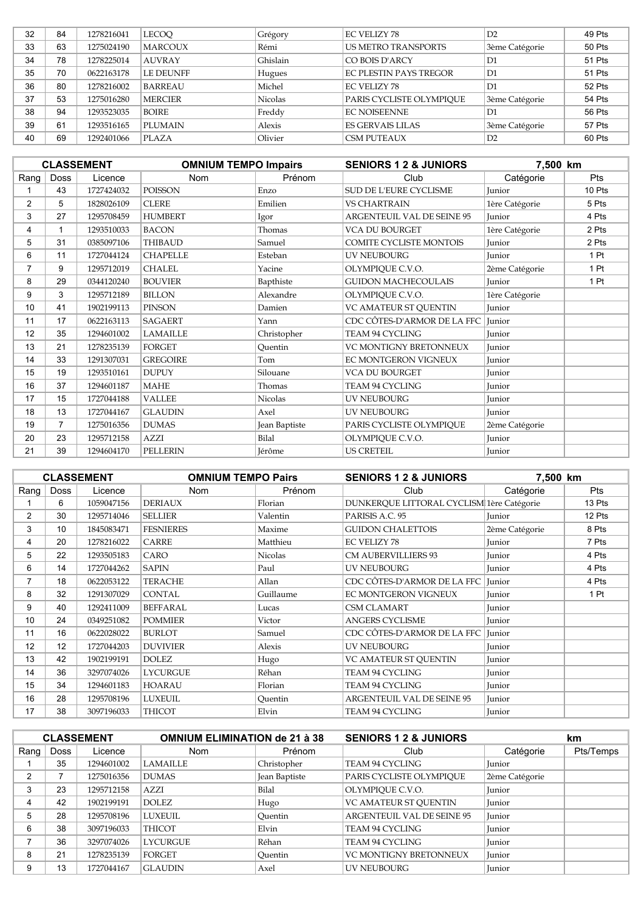| 32 | 84 | 1278216041 | LECOQ | Grégory | EC VELIZY 78 | D2 | 49 Pts |
|---|---|---|---|---|---|---|---|
| 33 | 63 | 1275024190 | MARCOUX | Rémi | US METRO TRANSPORTS | 3ème Catégorie | 50 Pts |
| 34 | 78 | 1278225014 | AUVRAY | Ghislain | CO BOIS D'ARCY | D1 | 51 Pts |
| 35 | 70 | 0622163178 | LE DEUNFF | Hugues | EC PLESTIN PAYS TREGOR | D1 | 51 Pts |
| 36 | 80 | 1278216002 | BARREAU | Michel | EC VELIZY 78 | D1 | 52 Pts |
| 37 | 53 | 1275016280 | MERCIER | Nicolas | PARIS CYCLISTE OLYMPIQUE | 3ème Catégorie | 54 Pts |
| 38 | 94 | 1293523035 | BOIRE | Freddy | EC NOISEENNE | D1 | 56 Pts |
| 39 | 61 | 1293516165 | PLUMAIN | Alexis | ES GERVAIS LILAS | 3ème Catégorie | 57 Pts |
| 40 | 69 | 1292401066 | PLAZA | Olivier | CSM PUTEAUX | D2 | 60 Pts |

| CLASSEMENT | | | OMNIUM TEMPO Impairs | | SENIORS 1 2 & JUNIORS | 7,500 km | |
|---|---|---|---|---|---|---|---|
| Rang | Doss | Licence | Nom | Prénom | Club | Catégorie | Pts |
| 1 | 43 | 1727424032 | POISSON | Enzo | SUD DE L'EURE CYCLISME | Junior | 10 Pts |
| 2 | 5 | 1828026109 | CLERE | Emilien | VS CHARTRAIN | 1ère Catégorie | 5 Pts |
| 3 | 27 | 1295708459 | HUMBERT | Igor | ARGENTEUIL VAL DE SEINE 95 | Junior | 4 Pts |
| 4 | 1 | 1293510033 | BACON | Thomas | VCA DU BOURGET | 1ère Catégorie | 2 Pts |
| 5 | 31 | 0385097106 | THIBAUD | Samuel | COMITE CYCLISTE MONTOIS | Junior | 2 Pts |
| 6 | 11 | 1727044124 | CHAPELLE | Esteban | UV NEUBOURG | Junior | 1 Pt |
| 7 | 9 | 1295712019 | CHALEL | Yacine | OLYMPIQUE C.V.O. | 2ème Catégorie | 1 Pt |
| 8 | 29 | 0344120240 | BOUVIER | Bapthiste | GUIDON MACHECOULAIS | Junior | 1 Pt |
| 9 | 3 | 1295712189 | BILLON | Alexandre | OLYMPIQUE C.V.O. | 1ère Catégorie | |
| 10 | 41 | 1902199113 | PINSON | Damien | VC AMATEUR ST QUENTIN | Junior | |
| 11 | 17 | 0622163113 | SAGAERT | Yann | CDC CÔTES-D'ARMOR DE LA FFC | Junior | |
| 12 | 35 | 1294601002 | LAMAILLE | Christopher | TEAM 94 CYCLING | Junior | |
| 13 | 21 | 1278235139 | FORGET | Quentin | VC MONTIGNY BRETONNEUX | Junior | |
| 14 | 33 | 1291307031 | GREGOIRE | Tom | EC MONTGERON VIGNEUX | Junior | |
| 15 | 19 | 1293510161 | DUPUY | Silouane | VCA DU BOURGET | Junior | |
| 16 | 37 | 1294601187 | MAHE | Thomas | TEAM 94 CYCLING | Junior | |
| 17 | 15 | 1727044188 | VALLEE | Nicolas | UV NEUBOURG | Junior | |
| 18 | 13 | 1727044167 | GLAUDIN | Axel | UV NEUBOURG | Junior | |
| 19 | 7 | 1275016356 | DUMAS | Jean Baptiste | PARIS CYCLISTE OLYMPIQUE | 2ème Catégorie | |
| 20 | 23 | 1295712158 | AZZI | Bilal | OLYMPIQUE C.V.O. | Junior | |
| 21 | 39 | 1294604170 | PELLERIN | Jérôme | US CRETEIL | Junior | |

| CLASSEMENT | | | OMNIUM TEMPO Pairs | | SENIORS 1 2 & JUNIORS | 7,500 km | |
|---|---|---|---|---|---|---|---|
| Rang | Doss | Licence | Nom | Prénom | Club | Catégorie | Pts |
| 1 | 6 | 1059047156 | DERIAUX | Florian | DUNKERQUE LITTORAL CYCLISM | 1ère Catégorie | 13 Pts |
| 2 | 30 | 1295714046 | SELLIER | Valentin | PARISIS A.C. 95 | Junior | 12 Pts |
| 3 | 10 | 1845083471 | FESNIERES | Maxime | GUIDON CHALETTOIS | 2ème Catégorie | 8 Pts |
| 4 | 20 | 1278216022 | CARRE | Matthieu | EC VELIZY 78 | Junior | 7 Pts |
| 5 | 22 | 1293505183 | CARO | Nicolas | CM AUBERVILLIERS 93 | Junior | 4 Pts |
| 6 | 14 | 1727044262 | SAPIN | Paul | UV NEUBOURG | Junior | 4 Pts |
| 7 | 18 | 0622053122 | TERACHE | Allan | CDC CÔTES-D'ARMOR DE LA FFC | Junior | 4 Pts |
| 8 | 32 | 1291307029 | CONTAL | Guillaume | EC MONTGERON VIGNEUX | Junior | 1 Pt |
| 9 | 40 | 1292411009 | BEFFARAL | Lucas | CSM CLAMART | Junior | |
| 10 | 24 | 0349251082 | POMMIER | Victor | ANGERS CYCLISME | Junior | |
| 11 | 16 | 0622028022 | BURLOT | Samuel | CDC CÔTES-D'ARMOR DE LA FFC | Junior | |
| 12 | 12 | 1727044203 | DUVIVIER | Alexis | UV NEUBOURG | Junior | |
| 13 | 42 | 1902199191 | DOLEZ | Hugo | VC AMATEUR ST QUENTIN | Junior | |
| 14 | 36 | 3297074026 | LYCURGUE | Réhan | TEAM 94 CYCLING | Junior | |
| 15 | 34 | 1294601183 | HOARAU | Florian | TEAM 94 CYCLING | Junior | |
| 16 | 28 | 1295708196 | LUXEUIL | Quentin | ARGENTEUIL VAL DE SEINE 95 | Junior | |
| 17 | 38 | 3097196033 | THICOT | Elvin | TEAM 94 CYCLING | Junior | |

| CLASSEMENT | | | OMNIUM ELIMINATION de 21 à 38 | | SENIORS 1 2 & JUNIORS | km | |
|---|---|---|---|---|---|---|---|
| Rang | Doss | Licence | Nom | Prénom | Club | Catégorie | Pts/Temps |
| 1 | 35 | 1294601002 | LAMAILLE | Christopher | TEAM 94 CYCLING | Junior | |
| 2 | 7 | 1275016356 | DUMAS | Jean Baptiste | PARIS CYCLISTE OLYMPIQUE | 2ème Catégorie | |
| 3 | 23 | 1295712158 | AZZI | Bilal | OLYMPIQUE C.V.O. | Junior | |
| 4 | 42 | 1902199191 | DOLEZ | Hugo | VC AMATEUR ST QUENTIN | Junior | |
| 5 | 28 | 1295708196 | LUXEUIL | Quentin | ARGENTEUIL VAL DE SEINE 95 | Junior | |
| 6 | 38 | 3097196033 | THICOT | Elvin | TEAM 94 CYCLING | Junior | |
| 7 | 36 | 3297074026 | LYCURGUE | Réhan | TEAM 94 CYCLING | Junior | |
| 8 | 21 | 1278235139 | FORGET | Quentin | VC MONTIGNY BRETONNEUX | Junior | |
| 9 | 13 | 1727044167 | GLAUDIN | Axel | UV NEUBOURG | Junior | |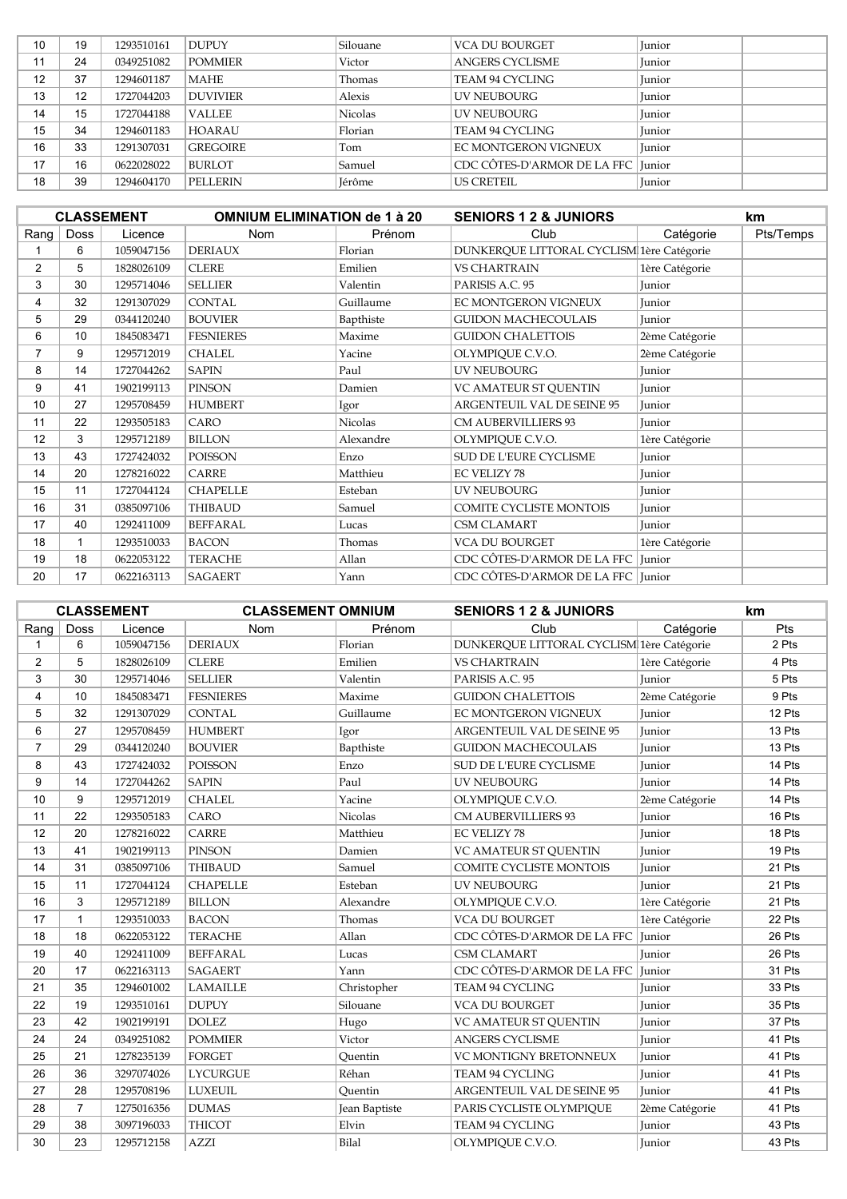| | | | | | | | |
|---|---|---|---|---|---|---|---|
| 10 | 19 | 1293510161 | DUPUY | Silouane | VCA DU BOURGET | Junior | |
| 11 | 24 | 0349251082 | POMMIER | Victor | ANGERS CYCLISME | Junior | |
| 12 | 37 | 1294601187 | MAHE | Thomas | TEAM 94 CYCLING | Junior | |
| 13 | 12 | 1727044203 | DUVIVIER | Alexis | UV NEUBOURG | Junior | |
| 14 | 15 | 1727044188 | VALLEE | Nicolas | UV NEUBOURG | Junior | |
| 15 | 34 | 1294601183 | HOARAU | Florian | TEAM 94 CYCLING | Junior | |
| 16 | 33 | 1291307031 | GREGOIRE | Tom | EC MONTGERON VIGNEUX | Junior | |
| 17 | 16 | 0622028022 | BURLOT | Samuel | CDC CÔTES-D'ARMOR DE LA FFC | Junior | |
| 18 | 39 | 1294604170 | PELLERIN | Jérôme | US CRETEIL | Junior | |

| CLASSEMENT | | | OMNIUM ELIMINATION de 1 à 20 | | SENIORS 1 2 & JUNIORS | | km |
|---|---|---|---|---|---|---|---|
| Rang | Doss | Licence | Nom | Prénom | Club | Catégorie | Pts/Temps |
| 1 | 6 | 1059047156 | DERIAUX | Florian | DUNKERQUE LITTORAL CYCLISM | 1ère Catégorie | |
| 2 | 5 | 1828026109 | CLERE | Emilien | VS CHARTRAIN | 1ère Catégorie | |
| 3 | 30 | 1295714046 | SELLIER | Valentin | PARISIS A.C. 95 | Junior | |
| 4 | 32 | 1291307029 | CONTAL | Guillaume | EC MONTGERON VIGNEUX | Junior | |
| 5 | 29 | 0344120240 | BOUVIER | Bapthiste | GUIDON MACHECOULAIS | Junior | |
| 6 | 10 | 1845083471 | FESNIERES | Maxime | GUIDON CHALETTOIS | 2ème Catégorie | |
| 7 | 9 | 1295712019 | CHALEL | Yacine | OLYMPIQUE C.V.O. | 2ème Catégorie | |
| 8 | 14 | 1727044262 | SAPIN | Paul | UV NEUBOURG | Junior | |
| 9 | 41 | 1902199113 | PINSON | Damien | VC AMATEUR ST QUENTIN | Junior | |
| 10 | 27 | 1295708459 | HUMBERT | Igor | ARGENTEUIL VAL DE SEINE 95 | Junior | |
| 11 | 22 | 1293505183 | CARO | Nicolas | CM AUBERVILLIERS 93 | Junior | |
| 12 | 3 | 1295712189 | BILLON | Alexandre | OLYMPIQUE C.V.O. | 1ère Catégorie | |
| 13 | 43 | 1727424032 | POISSON | Enzo | SUD DE L'EURE CYCLISME | Junior | |
| 14 | 20 | 1278216022 | CARRE | Matthieu | EC VELIZY 78 | Junior | |
| 15 | 11 | 1727044124 | CHAPELLE | Esteban | UV NEUBOURG | Junior | |
| 16 | 31 | 0385097106 | THIBAUD | Samuel | COMITE CYCLISTE MONTOIS | Junior | |
| 17 | 40 | 1292411009 | BEFFARAL | Lucas | CSM CLAMART | Junior | |
| 18 | 1 | 1293510033 | BACON | Thomas | VCA DU BOURGET | 1ère Catégorie | |
| 19 | 18 | 0622053122 | TERACHE | Allan | CDC CÔTES-D'ARMOR DE LA FFC | Junior | |
| 20 | 17 | 0622163113 | SAGAERT | Yann | CDC CÔTES-D'ARMOR DE LA FFC | Junior | |

| CLASSEMENT | | | CLASSEMENT OMNIUM | | SENIORS 1 2 & JUNIORS | | km |
|---|---|---|---|---|---|---|---|
| Rang | Doss | Licence | Nom | Prénom | Club | Catégorie | Pts |
| 1 | 6 | 1059047156 | DERIAUX | Florian | DUNKERQUE LITTORAL CYCLISM | 1ère Catégorie | 2 Pts |
| 2 | 5 | 1828026109 | CLERE | Emilien | VS CHARTRAIN | 1ère Catégorie | 4 Pts |
| 3 | 30 | 1295714046 | SELLIER | Valentin | PARISIS A.C. 95 | Junior | 5 Pts |
| 4 | 10 | 1845083471 | FESNIERES | Maxime | GUIDON CHALETTOIS | 2ème Catégorie | 9 Pts |
| 5 | 32 | 1291307029 | CONTAL | Guillaume | EC MONTGERON VIGNEUX | Junior | 12 Pts |
| 6 | 27 | 1295708459 | HUMBERT | Igor | ARGENTEUIL VAL DE SEINE 95 | Junior | 13 Pts |
| 7 | 29 | 0344120240 | BOUVIER | Bapthiste | GUIDON MACHECOULAIS | Junior | 13 Pts |
| 8 | 43 | 1727424032 | POISSON | Enzo | SUD DE L'EURE CYCLISME | Junior | 14 Pts |
| 9 | 14 | 1727044262 | SAPIN | Paul | UV NEUBOURG | Junior | 14 Pts |
| 10 | 9 | 1295712019 | CHALEL | Yacine | OLYMPIQUE C.V.O. | 2ème Catégorie | 14 Pts |
| 11 | 22 | 1293505183 | CARO | Nicolas | CM AUBERVILLIERS 93 | Junior | 16 Pts |
| 12 | 20 | 1278216022 | CARRE | Matthieu | EC VELIZY 78 | Junior | 18 Pts |
| 13 | 41 | 1902199113 | PINSON | Damien | VC AMATEUR ST QUENTIN | Junior | 19 Pts |
| 14 | 31 | 0385097106 | THIBAUD | Samuel | COMITE CYCLISTE MONTOIS | Junior | 21 Pts |
| 15 | 11 | 1727044124 | CHAPELLE | Esteban | UV NEUBOURG | Junior | 21 Pts |
| 16 | 3 | 1295712189 | BILLON | Alexandre | OLYMPIQUE C.V.O. | 1ère Catégorie | 21 Pts |
| 17 | 1 | 1293510033 | BACON | Thomas | VCA DU BOURGET | 1ère Catégorie | 22 Pts |
| 18 | 18 | 0622053122 | TERACHE | Allan | CDC CÔTES-D'ARMOR DE LA FFC | Junior | 26 Pts |
| 19 | 40 | 1292411009 | BEFFARAL | Lucas | CSM CLAMART | Junior | 26 Pts |
| 20 | 17 | 0622163113 | SAGAERT | Yann | CDC CÔTES-D'ARMOR DE LA FFC | Junior | 31 Pts |
| 21 | 35 | 1294601002 | LAMAILLE | Christopher | TEAM 94 CYCLING | Junior | 33 Pts |
| 22 | 19 | 1293510161 | DUPUY | Silouane | VCA DU BOURGET | Junior | 35 Pts |
| 23 | 42 | 1902199191 | DOLEZ | Hugo | VC AMATEUR ST QUENTIN | Junior | 37 Pts |
| 24 | 24 | 0349251082 | POMMIER | Victor | ANGERS CYCLISME | Junior | 41 Pts |
| 25 | 21 | 1278235139 | FORGET | Quentin | VC MONTIGNY BRETONNEUX | Junior | 41 Pts |
| 26 | 36 | 3297074026 | LYCURGUE | Réhan | TEAM 94 CYCLING | Junior | 41 Pts |
| 27 | 28 | 1295708196 | LUXEUIL | Quentin | ARGENTEUIL VAL DE SEINE 95 | Junior | 41 Pts |
| 28 | 7 | 1275016356 | DUMAS | Jean Baptiste | PARIS CYCLISTE OLYMPIQUE | 2ème Catégorie | 41 Pts |
| 29 | 38 | 3097196033 | THICOT | Elvin | TEAM 94 CYCLING | Junior | 43 Pts |
| 30 | 23 | 1295712158 | AZZI | Bilal | OLYMPIQUE C.V.O. | Junior | 43 Pts |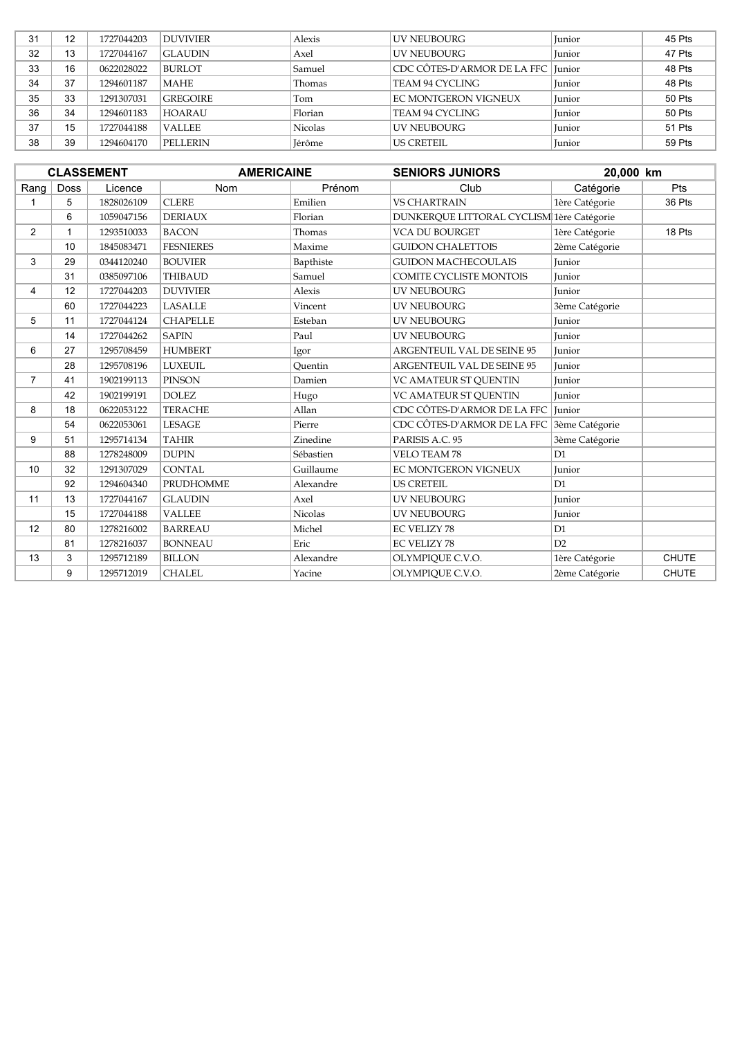| | | | | | | | |
|---|---|---|---|---|---|---|---|
| 31 | 12 | 1727044203 | DUVIVIER | Alexis | UV NEUBOURG | Junior | 45 Pts |
| 32 | 13 | 1727044167 | GLAUDIN | Axel | UV NEUBOURG | Junior | 47 Pts |
| 33 | 16 | 0622028022 | BURLOT | Samuel | CDC CÔTES-D'ARMOR DE LA FFC | Junior | 48 Pts |
| 34 | 37 | 1294601187 | MAHE | Thomas | TEAM 94 CYCLING | Junior | 48 Pts |
| 35 | 33 | 1291307031 | GREGOIRE | Tom | EC MONTGERON VIGNEUX | Junior | 50 Pts |
| 36 | 34 | 1294601183 | HOARAU | Florian | TEAM 94 CYCLING | Junior | 50 Pts |
| 37 | 15 | 1727044188 | VALLEE | Nicolas | UV NEUBOURG | Junior | 51 Pts |
| 38 | 39 | 1294604170 | PELLERIN | Jérôme | US CRETEIL | Junior | 59 Pts |

| CLASSEMENT | | | AMERICAINE | | SENIORS JUNIORS | 20,000 km | |
|---|---|---|---|---|---|---|---|
| Rang | Doss | Licence | Nom | Prénom | Club | Catégorie | Pts |
| 1 | 5 | 1828026109 | CLERE | Emilien | VS CHARTRAIN | 1ère Catégorie | 36 Pts |
| | 6 | 1059047156 | DERIAUX | Florian | DUNKERQUE LITTORAL CYCLISM | 1ère Catégorie | |
| 2 | 1 | 1293510033 | BACON | Thomas | VCA DU BOURGET | 1ère Catégorie | 18 Pts |
| | 10 | 1845083471 | FESNIERES | Maxime | GUIDON CHALETTOIS | 2ème Catégorie | |
| 3 | 29 | 0344120240 | BOUVIER | Bapthiste | GUIDON MACHECOULAIS | Junior | |
| | 31 | 0385097106 | THIBAUD | Samuel | COMITE CYCLISTE MONTOIS | Junior | |
| 4 | 12 | 1727044203 | DUVIVIER | Alexis | UV NEUBOURG | Junior | |
| | 60 | 1727044223 | LASALLE | Vincent | UV NEUBOURG | 3ème Catégorie | |
| 5 | 11 | 1727044124 | CHAPELLE | Esteban | UV NEUBOURG | Junior | |
| | 14 | 1727044262 | SAPIN | Paul | UV NEUBOURG | Junior | |
| 6 | 27 | 1295708459 | HUMBERT | Igor | ARGENTEUIL VAL DE SEINE 95 | Junior | |
| | 28 | 1295708196 | LUXEUIL | Quentin | ARGENTEUIL VAL DE SEINE 95 | Junior | |
| 7 | 41 | 1902199113 | PINSON | Damien | VC AMATEUR ST QUENTIN | Junior | |
| | 42 | 1902199191 | DOLEZ | Hugo | VC AMATEUR ST QUENTIN | Junior | |
| 8 | 18 | 0622053122 | TERACHE | Allan | CDC CÔTES-D'ARMOR DE LA FFC | Junior | |
| | 54 | 0622053061 | LESAGE | Pierre | CDC CÔTES-D'ARMOR DE LA FFC | 3ème Catégorie | |
| 9 | 51 | 1295714134 | TAHIR | Zinedine | PARISIS A.C. 95 | 3ème Catégorie | |
| | 88 | 1278248009 | DUPIN | Sébastien | VELO TEAM 78 | D1 | |
| 10 | 32 | 1291307029 | CONTAL | Guillaume | EC MONTGERON VIGNEUX | Junior | |
| | 92 | 1294604340 | PRUDHOMME | Alexandre | US CRETEIL | D1 | |
| 11 | 13 | 1727044167 | GLAUDIN | Axel | UV NEUBOURG | Junior | |
| | 15 | 1727044188 | VALLEE | Nicolas | UV NEUBOURG | Junior | |
| 12 | 80 | 1278216002 | BARREAU | Michel | EC VELIZY 78 | D1 | |
| | 81 | 1278216037 | BONNEAU | Eric | EC VELIZY 78 | D2 | |
| 13 | 3 | 1295712189 | BILLON | Alexandre | OLYMPIQUE C.V.O. | 1ère Catégorie | CHUTE |
| | 9 | 1295712019 | CHALEL | Yacine | OLYMPIQUE C.V.O. | 2ème Catégorie | CHUTE |